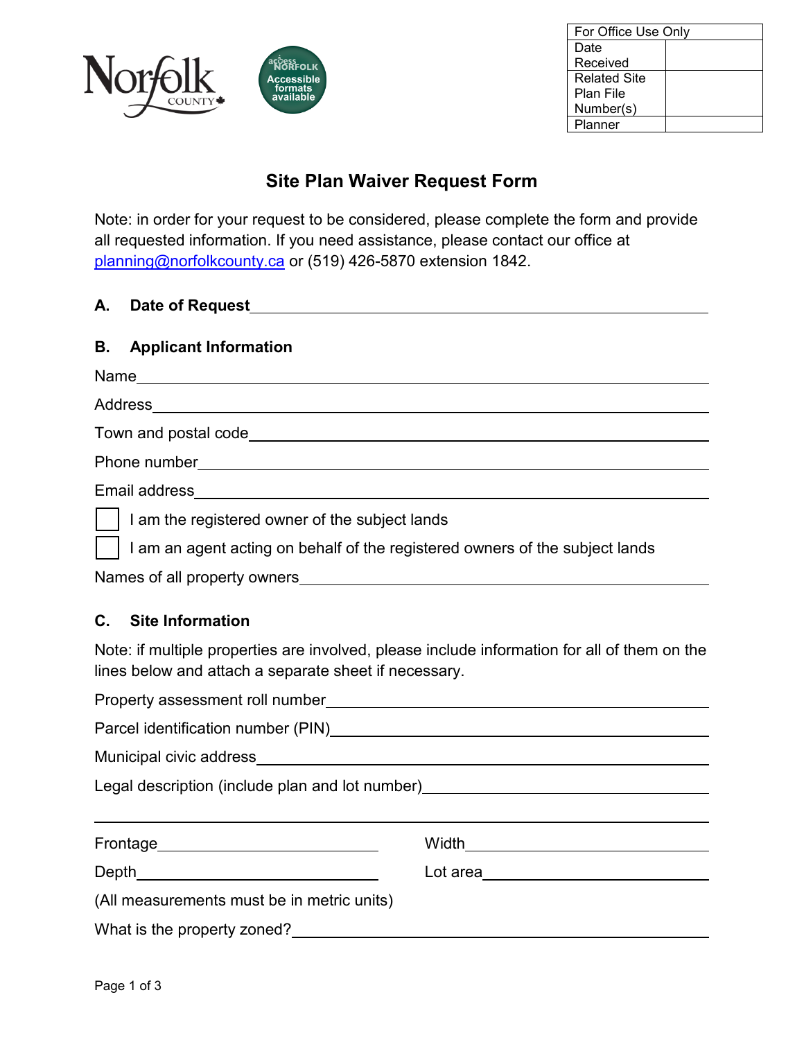| For Office Use Only | |
|---|---|
| Date Received | |
| Related Site Plan File Number(s) | |
| Planner | |

# Site Plan Waiver Request Form

Note: in order for your request to be considered, please complete the form and provide all requested information. If you need assistance, please contact our office at planning@norfolkcounty.ca or (519) 426-5870 extension 1842.

## A. Date of Request \_\_\_\_\_\_\_\_\_\_\_\_\_\_\_\_\_\_\_\_\_\_\_\_\_\_\_\_\_\_\_\_\_\_\_\_

## B. Applicant Information

Name \_\_\_\_\_\_\_\_\_\_\_\_\_\_\_\_\_\_\_\_\_\_\_\_\_\_\_\_\_\_\_\_\_\_\_\_

Address \_\_\_\_\_\_\_\_\_\_\_\_\_\_\_\_\_\_\_\_\_\_\_\_\_\_\_\_\_\_\_\_\_\_\_\_

Town and postal code \_\_\_\_\_\_\_\_\_\_\_\_\_\_\_\_\_\_\_\_\_\_\_\_\_\_\_\_\_\_\_\_\_\_\_\_

Phone number \_\_\_\_\_\_\_\_\_\_\_\_\_\_\_\_\_\_\_\_\_\_\_\_\_\_\_\_\_\_\_\_\_\_\_\_

Email address \_\_\_\_\_\_\_\_\_\_\_\_\_\_\_\_\_\_\_\_\_\_\_\_\_\_\_\_\_\_\_\_\_\_\_\_

☐ I am the registered owner of the subject lands

☐ I am an agent acting on behalf of the registered owners of the subject lands

Names of all property owners \_\_\_\_\_\_\_\_\_\_\_\_\_\_\_\_\_\_\_\_\_\_\_\_\_\_\_\_\_\_\_\_\_\_\_\_

## C. Site Information

Note: if multiple properties are involved, please include information for all of them on the lines below and attach a separate sheet if necessary.

Property assessment roll number \_\_\_\_\_\_\_\_\_\_\_\_\_\_\_\_\_\_\_\_\_\_\_\_\_\_\_\_\_\_\_\_\_\_\_\_

Parcel identification number (PIN) \_\_\_\_\_\_\_\_\_\_\_\_\_\_\_\_\_\_\_\_\_\_\_\_\_\_\_\_\_\_\_\_\_\_\_\_

Municipal civic address \_\_\_\_\_\_\_\_\_\_\_\_\_\_\_\_\_\_\_\_\_\_\_\_\_\_\_\_\_\_\_\_\_\_\_\_

Legal description (include plan and lot number) \_\_\_\_\_\_\_\_\_\_\_\_\_\_\_\_\_\_\_\_\_\_\_\_\_\_\_\_\_\_\_\_\_\_\_\_

\_\_\_\_\_\_\_\_\_\_\_\_\_\_\_\_\_\_\_\_\_\_\_\_\_\_\_\_\_\_\_\_\_\_\_\_

Frontage \_\_\_\_\_\_\_\_\_\_\_\_\_\_\_\_\_\_ Width \_\_\_\_\_\_\_\_\_\_\_\_\_\_\_\_\_\_

Depth \_\_\_\_\_\_\_\_\_\_\_\_\_\_\_\_\_\_ Lot area \_\_\_\_\_\_\_\_\_\_\_\_\_\_\_\_\_\_

(All measurements must be in metric units)

What is the property zoned? \_\_\_\_\_\_\_\_\_\_\_\_\_\_\_\_\_\_\_\_\_\_\_\_\_\_\_\_\_\_\_\_\_\_\_\_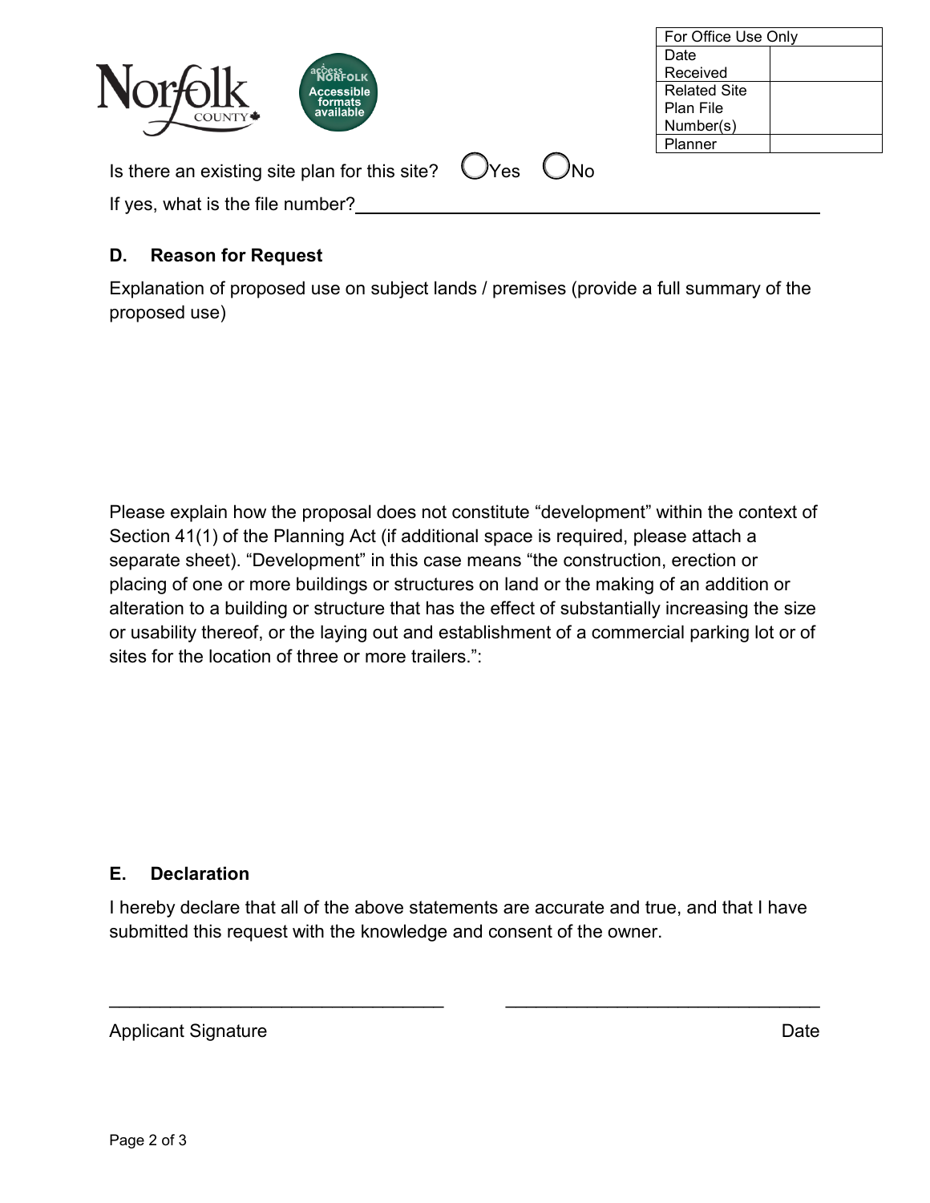Norfolk County

access NORFOLK Accessible formats available

| For Office Use Only | |
|---|---|
| Date Received | |
| Related Site Plan File Number(s) | |
| Planner | |

Is there an existing site plan for this site? ◯ Yes ◯ No

If yes, what is the file number? ______________________________

## D. Reason for Request

Explanation of proposed use on subject lands / premises (provide a full summary of the proposed use)

Please explain how the proposal does not constitute "development" within the context of Section 41(1) of the Planning Act (if additional space is required, please attach a separate sheet). "Development" in this case means "the construction, erection or placing of one or more buildings or structures on land or the making of an addition or alteration to a building or structure that has the effect of substantially increasing the size or usability thereof, or the laying out and establishment of a commercial parking lot or of sites for the location of three or more trailers.":

## E. Declaration

I hereby declare that all of the above statements are accurate and true, and that I have submitted this request with the knowledge and consent of the owner.

______________________________ ______________________________

Applicant Signature Date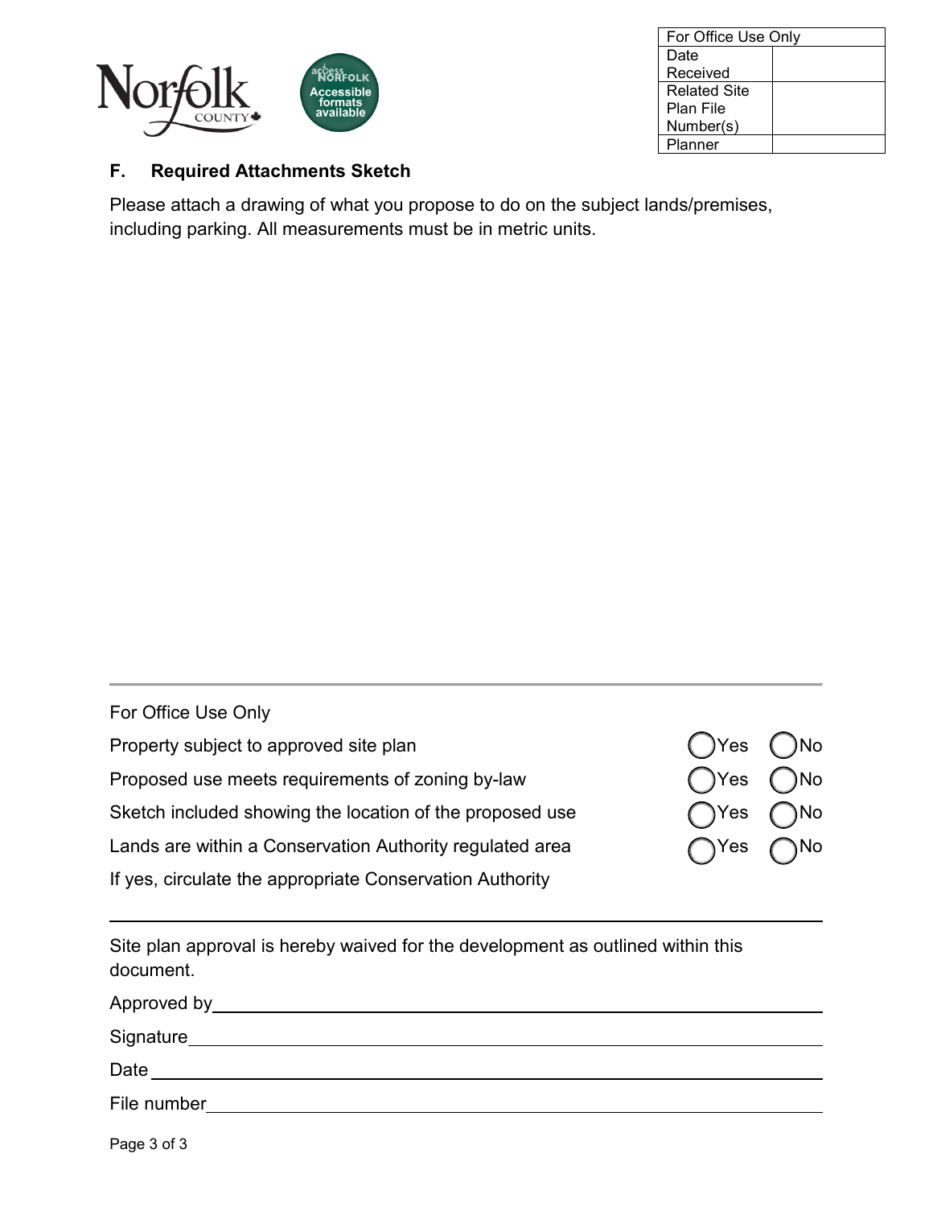| For Office Use Only | |
| --- | --- |
| Date Received | |
| Related Site Plan File Number(s) | |
| Planner | |

## F. Required Attachments Sketch

Please attach a drawing of what you propose to do on the subject lands/premises, including parking. All measurements must be in metric units.

---

For Office Use Only

Property subject to approved site plan ◯ Yes ◯ No

Proposed use meets requirements of zoning by-law ◯ Yes ◯ No

Sketch included showing the location of the proposed use ◯ Yes ◯ No

Lands are within a Conservation Authority regulated area ◯ Yes ◯ No

If yes, circulate the appropriate Conservation Authority

---

Site plan approval is hereby waived for the development as outlined within this document.

Approved by\_\_\_\_\_\_\_\_\_\_\_\_\_\_\_\_\_\_\_\_

Signature\_\_\_\_\_\_\_\_\_\_\_\_\_\_\_\_\_\_\_\_

Date\_\_\_\_\_\_\_\_\_\_\_\_\_\_\_\_\_\_\_\_

File number\_\_\_\_\_\_\_\_\_\_\_\_\_\_\_\_\_\_\_\_